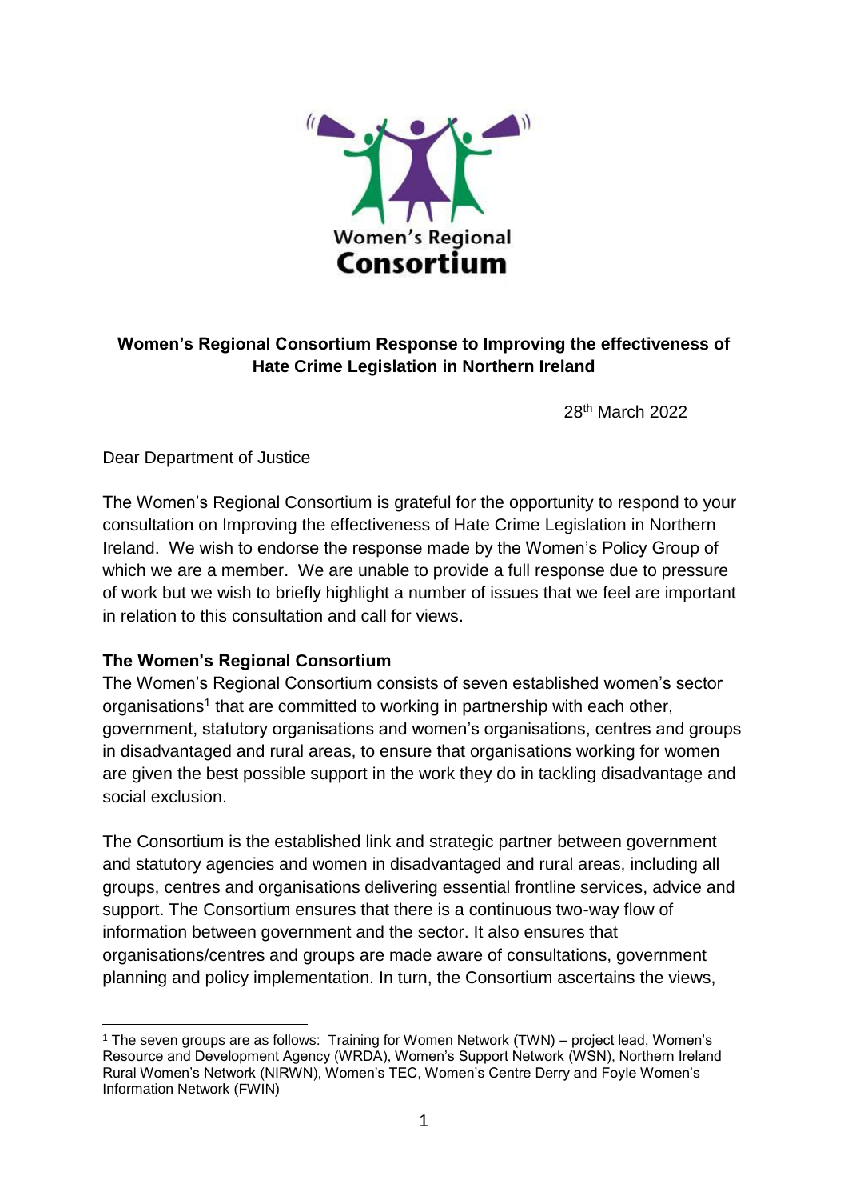**Women's Regional Consortium Response to Improving the effectiveness of Hate Crime Legislation in Northern Ireland**

28th March 2022

Dear Department of Justice

The Women's Regional Consortium is grateful for the opportunity to respond to your consultation on Improving the effectiveness of Hate Crime Legislation in Northern Ireland. We wish to endorse the response made by the Women's Policy Group of which we are a member. We are unable to provide a full response due to pressure of work but we wish to briefly highlight a number of issues that we feel are important in relation to this consultation and call for views.

## The Women's Regional Consortium

The Women's Regional Consortium consists of seven established women's sector organisations[1] that are committed to working in partnership with each other, government, statutory organisations and women's organisations, centres and groups in disadvantaged and rural areas, to ensure that organisations working for women are given the best possible support in the work they do in tackling disadvantage and social exclusion.

The Consortium is the established link and strategic partner between government and statutory agencies and women in disadvantaged and rural areas, including all groups, centres and organisations delivering essential frontline services, advice and support. The Consortium ensures that there is a continuous two-way flow of information between government and the sector. It also ensures that organisations/centres and groups are made aware of consultations, government planning and policy implementation. In turn, the Consortium ascertains the views,

[1] The seven groups are as follows: Training for Women Network (TWN) – project lead, Women's Resource and Development Agency (WRDA), Women's Support Network (WSN), Northern Ireland Rural Women's Network (NIRWN), Women's TEC, Women's Centre Derry and Foyle Women's Information Network (FWIN)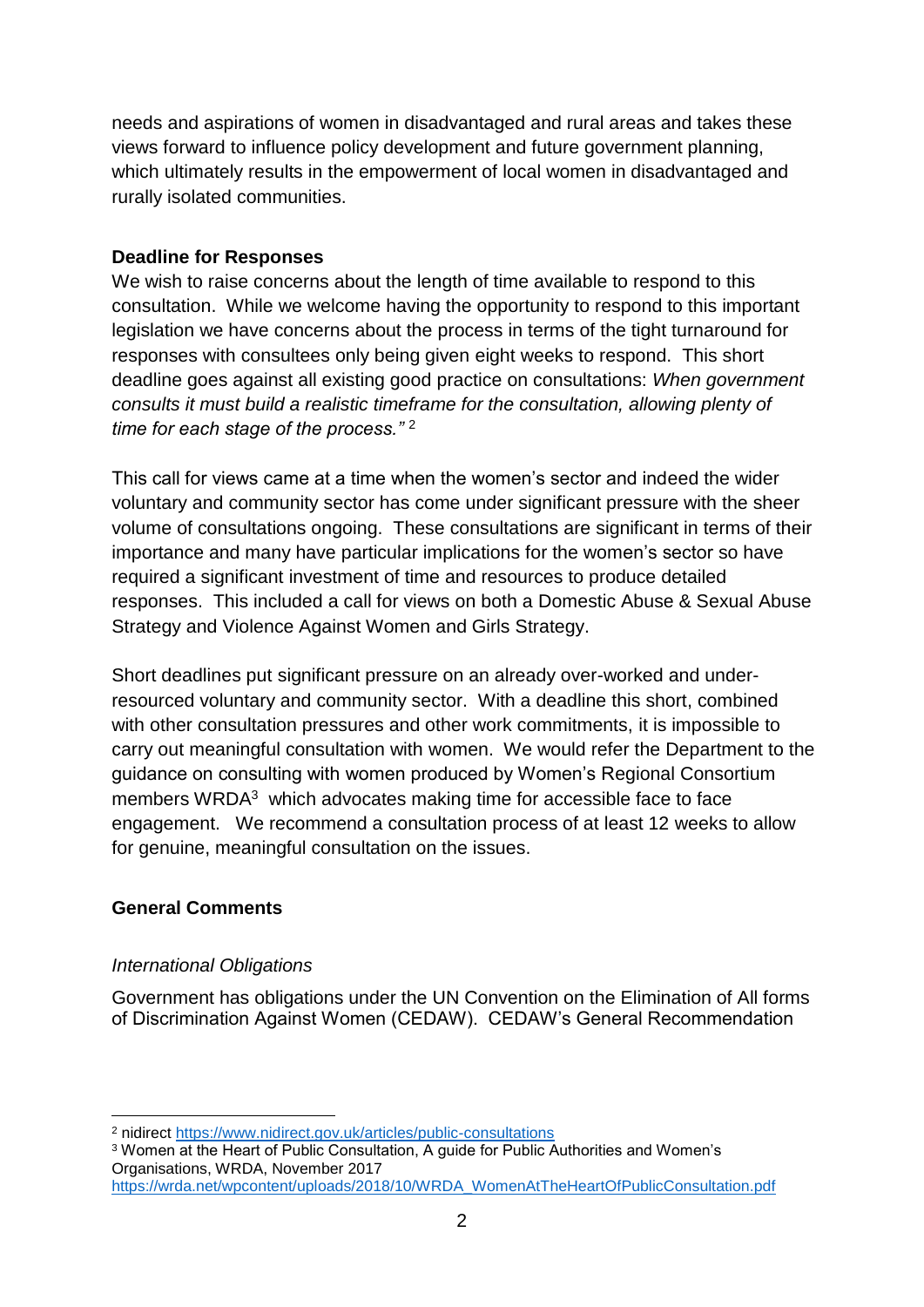needs and aspirations of women in disadvantaged and rural areas and takes these views forward to influence policy development and future government planning, which ultimately results in the empowerment of local women in disadvantaged and rurally isolated communities.

**Deadline for Responses**

We wish to raise concerns about the length of time available to respond to this consultation. While we welcome having the opportunity to respond to this important legislation we have concerns about the process in terms of the tight turnaround for responses with consultees only being given eight weeks to respond. This short deadline goes against all existing good practice on consultations: *When government consults it must build a realistic timeframe for the consultation, allowing plenty of time for each stage of the process."* [2]

This call for views came at a time when the women's sector and indeed the wider voluntary and community sector has come under significant pressure with the sheer volume of consultations ongoing. These consultations are significant in terms of their importance and many have particular implications for the women's sector so have required a significant investment of time and resources to produce detailed responses. This included a call for views on both a Domestic Abuse & Sexual Abuse Strategy and Violence Against Women and Girls Strategy.

Short deadlines put significant pressure on an already over-worked and under-resourced voluntary and community sector. With a deadline this short, combined with other consultation pressures and other work commitments, it is impossible to carry out meaningful consultation with women. We would refer the Department to the guidance on consulting with women produced by Women's Regional Consortium members WRDA[3] which advocates making time for accessible face to face engagement. We recommend a consultation process of at least 12 weeks to allow for genuine, meaningful consultation on the issues.

**General Comments**

*International Obligations*

Government has obligations under the UN Convention on the Elimination of All forms of Discrimination Against Women (CEDAW). CEDAW's General Recommendation

---

[2] nidirect https://www.nidirect.gov.uk/articles/public-consultations

[3] Women at the Heart of Public Consultation, A guide for Public Authorities and Women's Organisations, WRDA, November 2017 https://wrda.net/wpcontent/uploads/2018/10/WRDA_WomenAtTheHeartOfPublicConsultation.pdf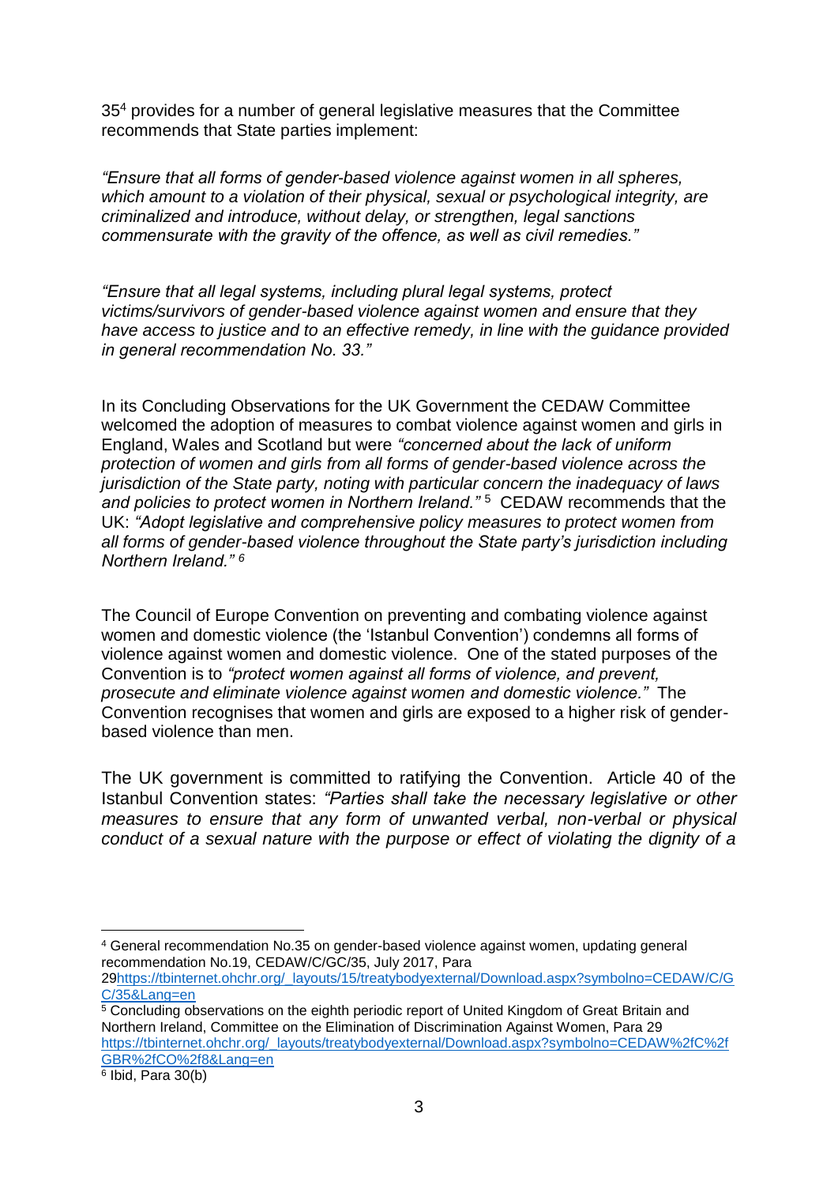35[4] provides for a number of general legislative measures that the Committee recommends that State parties implement:

*"Ensure that all forms of gender-based violence against women in all spheres, which amount to a violation of their physical, sexual or psychological integrity, are criminalized and introduce, without delay, or strengthen, legal sanctions commensurate with the gravity of the offence, as well as civil remedies."*

*"Ensure that all legal systems, including plural legal systems, protect victims/survivors of gender-based violence against women and ensure that they have access to justice and to an effective remedy, in line with the guidance provided in general recommendation No. 33."*

In its Concluding Observations for the UK Government the CEDAW Committee welcomed the adoption of measures to combat violence against women and girls in England, Wales and Scotland but were *"concerned about the lack of uniform protection of women and girls from all forms of gender-based violence across the jurisdiction of the State party, noting with particular concern the inadequacy of laws and policies to protect women in Northern Ireland."* [5] CEDAW recommends that the UK: *"Adopt legislative and comprehensive policy measures to protect women from all forms of gender-based violence throughout the State party's jurisdiction including Northern Ireland."* [6]

The Council of Europe Convention on preventing and combating violence against women and domestic violence (the 'Istanbul Convention') condemns all forms of violence against women and domestic violence. One of the stated purposes of the Convention is to *"protect women against all forms of violence, and prevent, prosecute and eliminate violence against women and domestic violence."* The Convention recognises that women and girls are exposed to a higher risk of gender-based violence than men.

The UK government is committed to ratifying the Convention. Article 40 of the Istanbul Convention states: *"Parties shall take the necessary legislative or other measures to ensure that any form of unwanted verbal, non-verbal or physical conduct of a sexual nature with the purpose or effect of violating the dignity of a*

---

[4] General recommendation No.35 on gender-based violence against women, updating general recommendation No.19, CEDAW/C/GC/35, July 2017, Para 29https://tbinternet.ohchr.org/_layouts/15/treatybodyexternal/Download.aspx?symbolno=CEDAW/C/GC/35&Lang=en

[5] Concluding observations on the eighth periodic report of United Kingdom of Great Britain and Northern Ireland, Committee on the Elimination of Discrimination Against Women, Para 29 https://tbinternet.ohchr.org/_layouts/treatybodyexternal/Download.aspx?symbolno=CEDAW%2fC%2fGBR%2fCO%2f8&Lang=en

[6] Ibid, Para 30(b)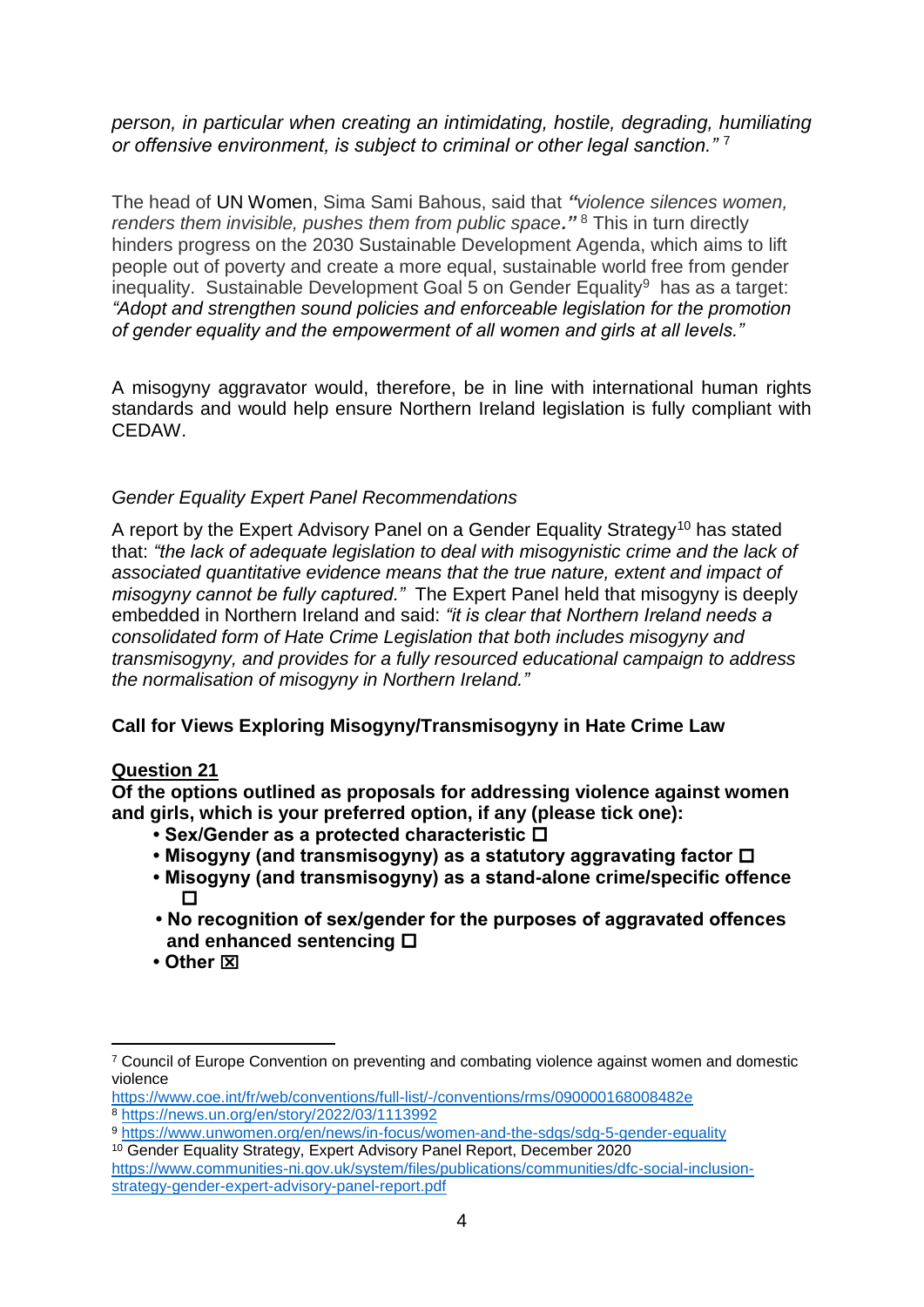*person, in particular when creating an intimidating, hostile, degrading, humiliating or offensive environment, is subject to criminal or other legal sanction."* [7]

The head of UN Women, Sima Sami Bahous, said that ***"****violence silences women, renders them invisible, pushes them from public space****."*** [8] This in turn directly hinders progress on the 2030 Sustainable Development Agenda, which aims to lift people out of poverty and create a more equal, sustainable world free from gender inequality. Sustainable Development Goal 5 on Gender Equality[9] has as a target: *"Adopt and strengthen sound policies and enforceable legislation for the promotion of gender equality and the empowerment of all women and girls at all levels."*

A misogyny aggravator would, therefore, be in line with international human rights standards and would help ensure Northern Ireland legislation is fully compliant with CEDAW.

*Gender Equality Expert Panel Recommendations*

A report by the Expert Advisory Panel on a Gender Equality Strategy[10] has stated that: *"the lack of adequate legislation to deal with misogynistic crime and the lack of associated quantitative evidence means that the true nature, extent and impact of misogyny cannot be fully captured."* The Expert Panel held that misogyny is deeply embedded in Northern Ireland and said: *"it is clear that Northern Ireland needs a consolidated form of Hate Crime Legislation that both includes misogyny and transmisogyny, and provides for a fully resourced educational campaign to address the normalisation of misogyny in Northern Ireland."*

**Call for Views Exploring Misogyny/Transmisogyny in Hate Crime Law**

**<u>Question 21</u>**

**Of the options outlined as proposals for addressing violence against women and girls, which is your preferred option, if any (please tick one):**

- **Sex/Gender as a protected characteristic ☐**
- **Misogyny (and transmisogyny) as a statutory aggravating factor ☐**
- **Misogyny (and transmisogyny) as a stand-alone crime/specific offence ☐**
- **No recognition of sex/gender for the purposes of aggravated offences and enhanced sentencing ☐**
- **Other ☒**

---

[7] Council of Europe Convention on preventing and combating violence against women and domestic violence https://www.coe.int/fr/web/conventions/full-list/-/conventions/rms/090000168008482e

[8] https://news.un.org/en/story/2022/03/1113992

[9] https://www.unwomen.org/en/news/in-focus/women-and-the-sdgs/sdg-5-gender-equality

[10] Gender Equality Strategy, Expert Advisory Panel Report, December 2020 https://www.communities-ni.gov.uk/system/files/publications/communities/dfc-social-inclusion-strategy-gender-expert-advisory-panel-report.pdf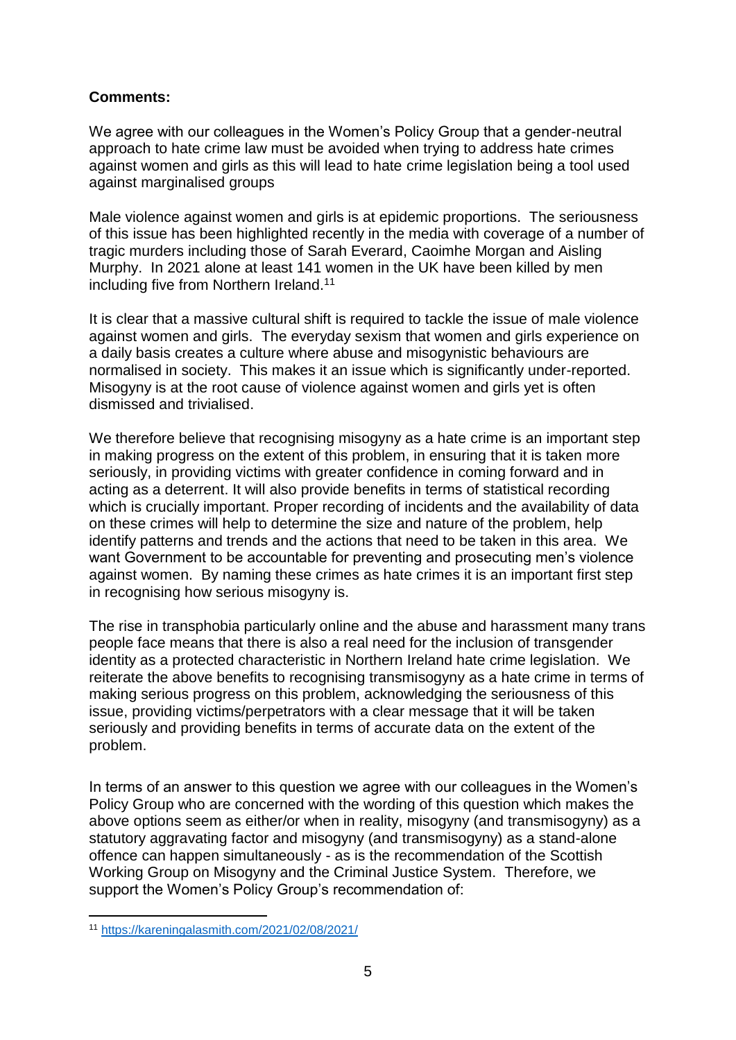**Comments:**

We agree with our colleagues in the Women's Policy Group that a gender-neutral approach to hate crime law must be avoided when trying to address hate crimes against women and girls as this will lead to hate crime legislation being a tool used against marginalised groups

Male violence against women and girls is at epidemic proportions. The seriousness of this issue has been highlighted recently in the media with coverage of a number of tragic murders including those of Sarah Everard, Caoimhe Morgan and Aisling Murphy. In 2021 alone at least 141 women in the UK have been killed by men including five from Northern Ireland.[11]

It is clear that a massive cultural shift is required to tackle the issue of male violence against women and girls. The everyday sexism that women and girls experience on a daily basis creates a culture where abuse and misogynistic behaviours are normalised in society. This makes it an issue which is significantly under-reported. Misogyny is at the root cause of violence against women and girls yet is often dismissed and trivialised.

We therefore believe that recognising misogyny as a hate crime is an important step in making progress on the extent of this problem, in ensuring that it is taken more seriously, in providing victims with greater confidence in coming forward and in acting as a deterrent. It will also provide benefits in terms of statistical recording which is crucially important. Proper recording of incidents and the availability of data on these crimes will help to determine the size and nature of the problem, help identify patterns and trends and the actions that need to be taken in this area. We want Government to be accountable for preventing and prosecuting men's violence against women. By naming these crimes as hate crimes it is an important first step in recognising how serious misogyny is.

The rise in transphobia particularly online and the abuse and harassment many trans people face means that there is also a real need for the inclusion of transgender identity as a protected characteristic in Northern Ireland hate crime legislation. We reiterate the above benefits to recognising transmisogyny as a hate crime in terms of making serious progress on this problem, acknowledging the seriousness of this issue, providing victims/perpetrators with a clear message that it will be taken seriously and providing benefits in terms of accurate data on the extent of the problem.

In terms of an answer to this question we agree with our colleagues in the Women's Policy Group who are concerned with the wording of this question which makes the above options seem as either/or when in reality, misogyny (and transmisogyny) as a statutory aggravating factor and misogyny (and transmisogyny) as a stand-alone offence can happen simultaneously - as is the recommendation of the Scottish Working Group on Misogyny and the Criminal Justice System. Therefore, we support the Women's Policy Group's recommendation of:

---

[11] https://kareningalasmith.com/2021/02/08/2021/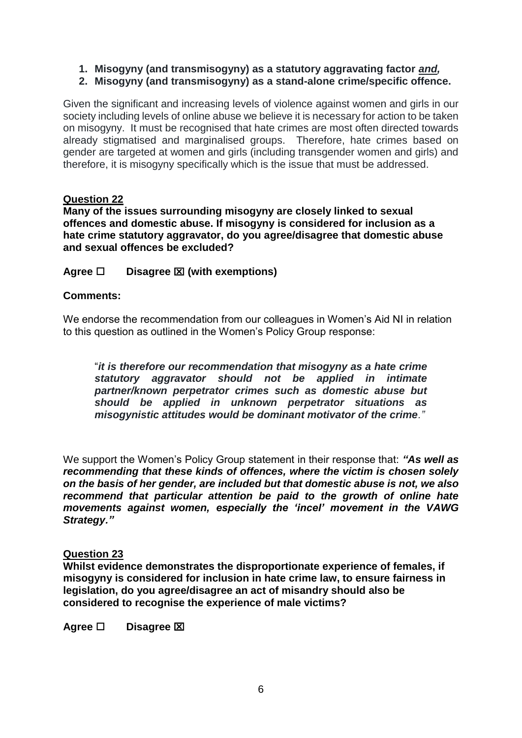1. **Misogyny (and transmisogyny) as a statutory aggravating factor *and,***
2. **Misogyny (and transmisogyny) as a stand-alone crime/specific offence.**

Given the significant and increasing levels of violence against women and girls in our society including levels of online abuse we believe it is necessary for action to be taken on misogyny. It must be recognised that hate crimes are most often directed towards already stigmatised and marginalised groups. Therefore, hate crimes based on gender are targeted at women and girls (including transgender women and girls) and therefore, it is misogyny specifically which is the issue that must be addressed.

## Question 22

**Many of the issues surrounding misogyny are closely linked to sexual offences and domestic abuse. If misogyny is considered for inclusion as a hate crime statutory aggravator, do you agree/disagree that domestic abuse and sexual offences be excluded?**

**Agree ☐ Disagree ☒ (with exemptions)**

**Comments:**

We endorse the recommendation from our colleagues in Women's Aid NI in relation to this question as outlined in the Women's Policy Group response:

> "***it is therefore our recommendation that misogyny as a hate crime statutory aggravator should not be applied in intimate partner/known perpetrator crimes such as domestic abuse but should be applied in unknown perpetrator situations as misogynistic attitudes would be dominant motivator of the crime****."*

We support the Women's Policy Group statement in their response that: ***"As well as recommending that these kinds of offences, where the victim is chosen solely on the basis of her gender, are included but that domestic abuse is not, we also recommend that particular attention be paid to the growth of online hate movements against women, especially the 'incel' movement in the VAWG Strategy."***

## Question 23

**Whilst evidence demonstrates the disproportionate experience of females, if misogyny is considered for inclusion in hate crime law, to ensure fairness in legislation, do you agree/disagree an act of misandry should also be considered to recognise the experience of male victims?**

**Agree ☐ Disagree ☒**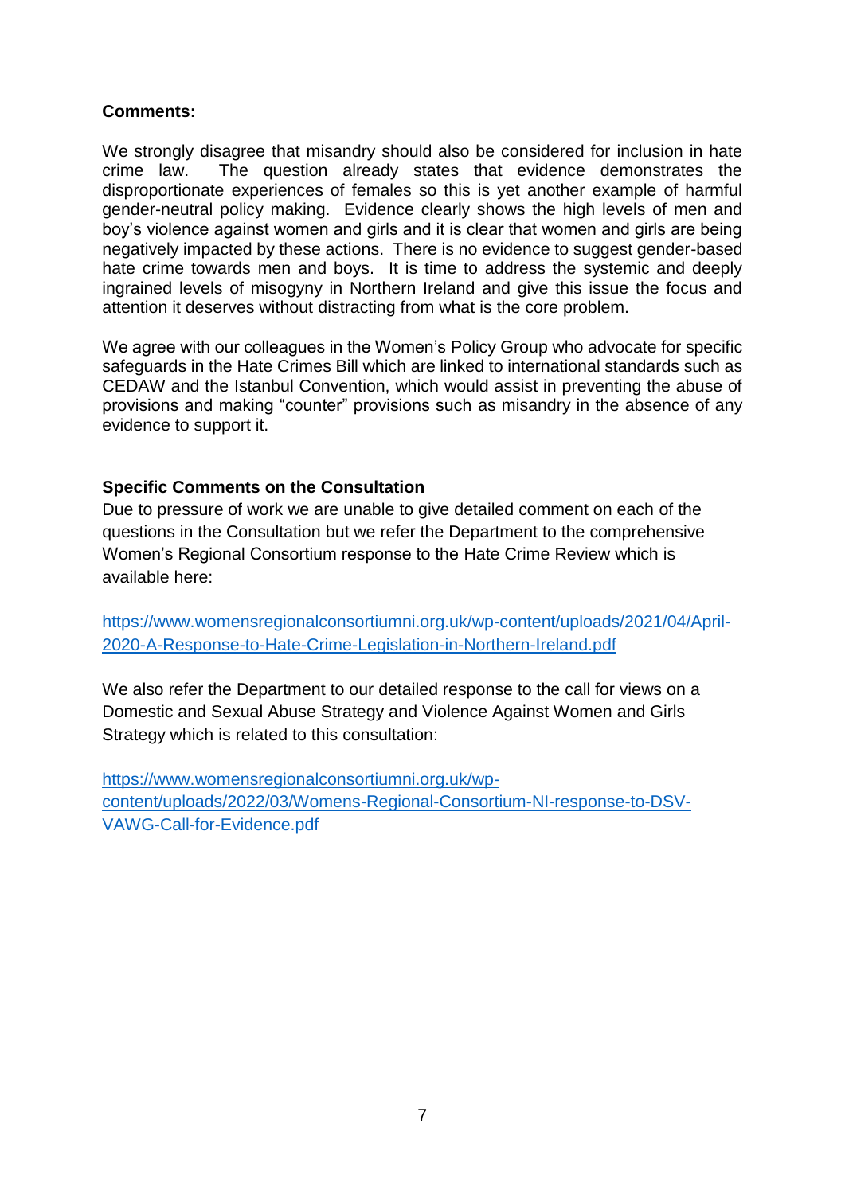**Comments:**

We strongly disagree that misandry should also be considered for inclusion in hate crime law. The question already states that evidence demonstrates the disproportionate experiences of females so this is yet another example of harmful gender-neutral policy making. Evidence clearly shows the high levels of men and boy's violence against women and girls and it is clear that women and girls are being negatively impacted by these actions. There is no evidence to suggest gender-based hate crime towards men and boys. It is time to address the systemic and deeply ingrained levels of misogyny in Northern Ireland and give this issue the focus and attention it deserves without distracting from what is the core problem.

We agree with our colleagues in the Women's Policy Group who advocate for specific safeguards in the Hate Crimes Bill which are linked to international standards such as CEDAW and the Istanbul Convention, which would assist in preventing the abuse of provisions and making "counter" provisions such as misandry in the absence of any evidence to support it.

**Specific Comments on the Consultation**

Due to pressure of work we are unable to give detailed comment on each of the questions in the Consultation but we refer the Department to the comprehensive Women's Regional Consortium response to the Hate Crime Review which is available here:

https://www.womensregionalconsortiumni.org.uk/wp-content/uploads/2021/04/April-2020-A-Response-to-Hate-Crime-Legislation-in-Northern-Ireland.pdf

We also refer the Department to our detailed response to the call for views on a Domestic and Sexual Abuse Strategy and Violence Against Women and Girls Strategy which is related to this consultation:

https://www.womensregionalconsortiumni.org.uk/wp-content/uploads/2022/03/Womens-Regional-Consortium-NI-response-to-DSV-VAWG-Call-for-Evidence.pdf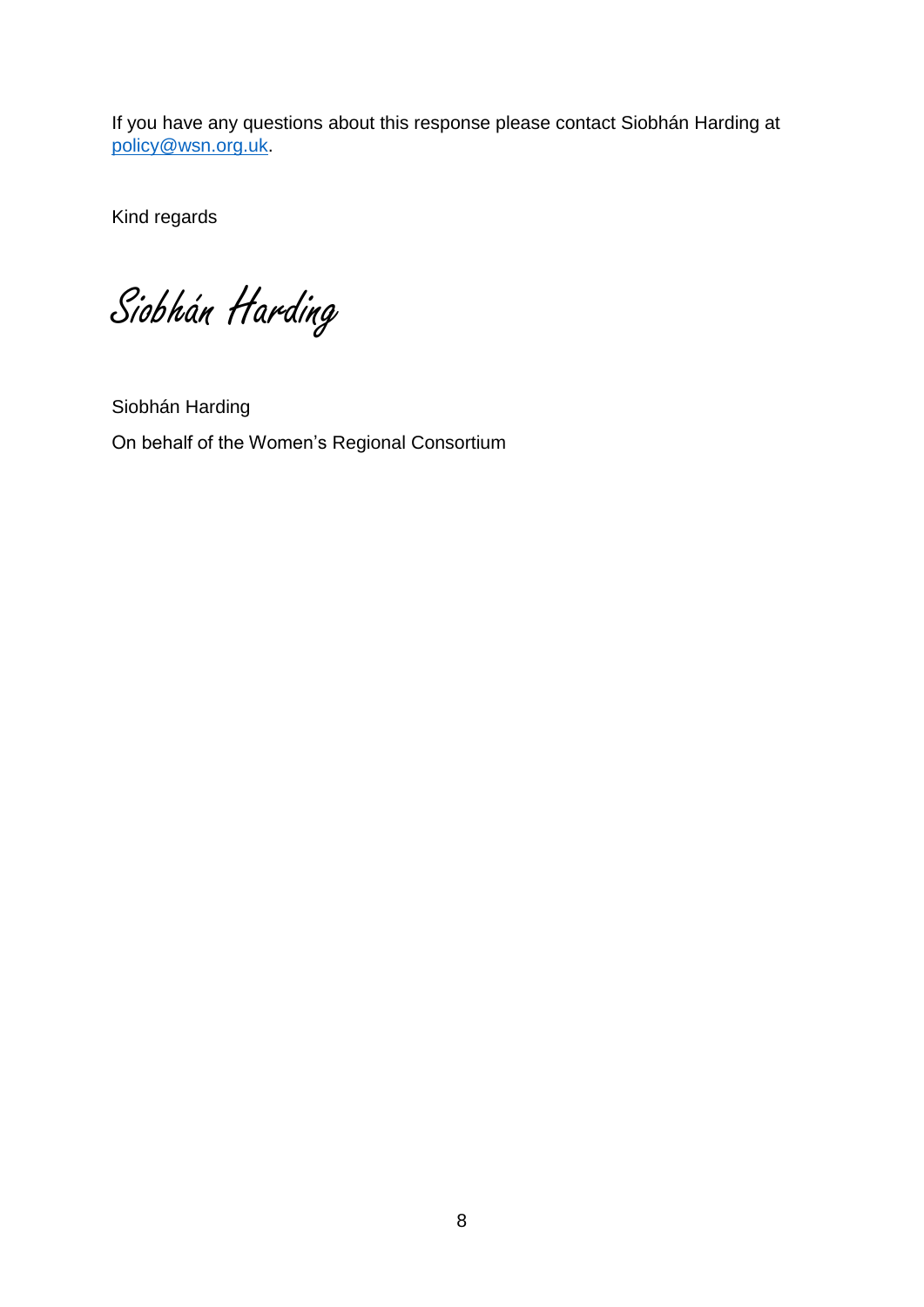If you have any questions about this response please contact Siobhán Harding at policy@wsn.org.uk.

Kind regards

*Siobhán Harding*

Siobhán Harding

On behalf of the Women's Regional Consortium